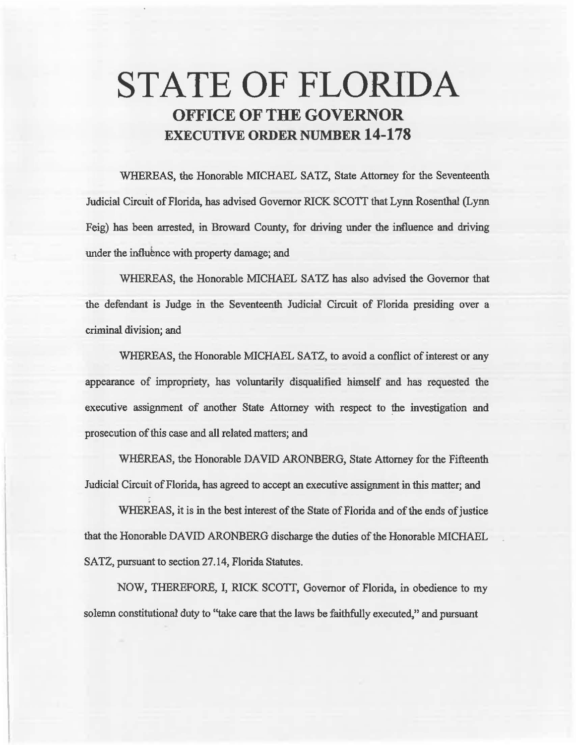# STATE OF FLORIDA

## OFFICE OF THE GOVERNOR

## EXECUTIVE ORDER NUMBER 14-178

WHEREAS, the Honorable MICHAEL SATZ, State Attorney for the Seventeenth Judicial Circuit of Florida, has advised Governor RICK SCOTT that Lynn Rosenthal (Lynn Feig) has been arrested, in Broward County, for driving under the influence and driving under the influence with property damage; and

WHEREAS, the Honorable MICHAEL SATZ has also advised the Governor that the defendant is Judge in the Seventeenth Judicial Circuit of Florida presiding over a criminal division; and

WHEREAS, the Honorable MICHAEL SATZ, to avoid a conflict of interest or any appearance of impropriety, has voluntarily disqualified himself and has requested the executive assignment of another State Attorney with respect to the investigation and prosecution of this case and all related matters; and

WHEREAS, the Honorable DAVID ARONBERG, State Attorney for the Fifteenth Judicial Circuit of Florida, has agreed to accept an executive assignment in this matter; and

WHEREAS, it is in the best interest of the State of Florida and of the ends of justice that the Honorable DAVID ARONBERG discharge the duties of the Honorable MICHAEL SATZ, pursuant to section 27.14, Florida Statutes.

NOW, THEREFORE, I, RICK SCOTT, Governor of Florida, in obedience to my solemn constitutional duty to "take care that the laws be faithfully executed," and pursuant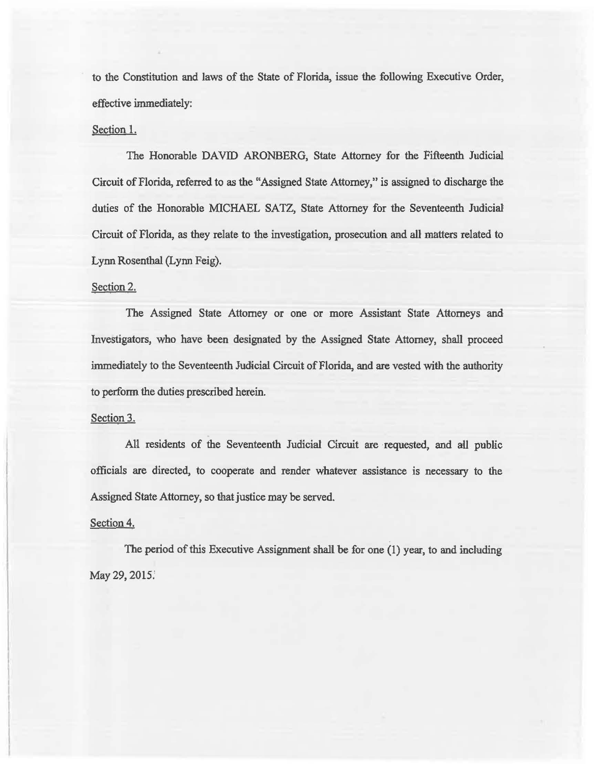to the Constitution and laws of the State of Florida, issue the following Executive Order, effective immediately:

Section 1.

The Honorable DAVID ARONBERG, State Attorney for the Fifteenth Judicial Circuit of Florida, referred to as the "Assigned State Attorney," is assigned to discharge the duties of the Honorable MICHAEL SATZ, State Attorney for the Seventeenth Judicial Circuit of Florida, as they relate to the investigation, prosecution and all matters related to Lynn Rosenthal (Lynn Feig).

Section 2.

The Assigned State Attorney or one or more Assistant State Attorneys and Investigators, who have been designated by the Assigned State Attorney, shall proceed immediately to the Seventeenth Judicial Circuit of Florida, and are vested with the authority to perform the duties prescribed herein.

Section 3.

All residents of the Seventeenth Judicial Circuit are requested, and all public officials are directed, to cooperate and render whatever assistance is necessary to the Assigned State Attorney, so that justice may be served.

Section 4.

The period of this Executive Assignment shall be for one (1) year, to and including May 29, 2015.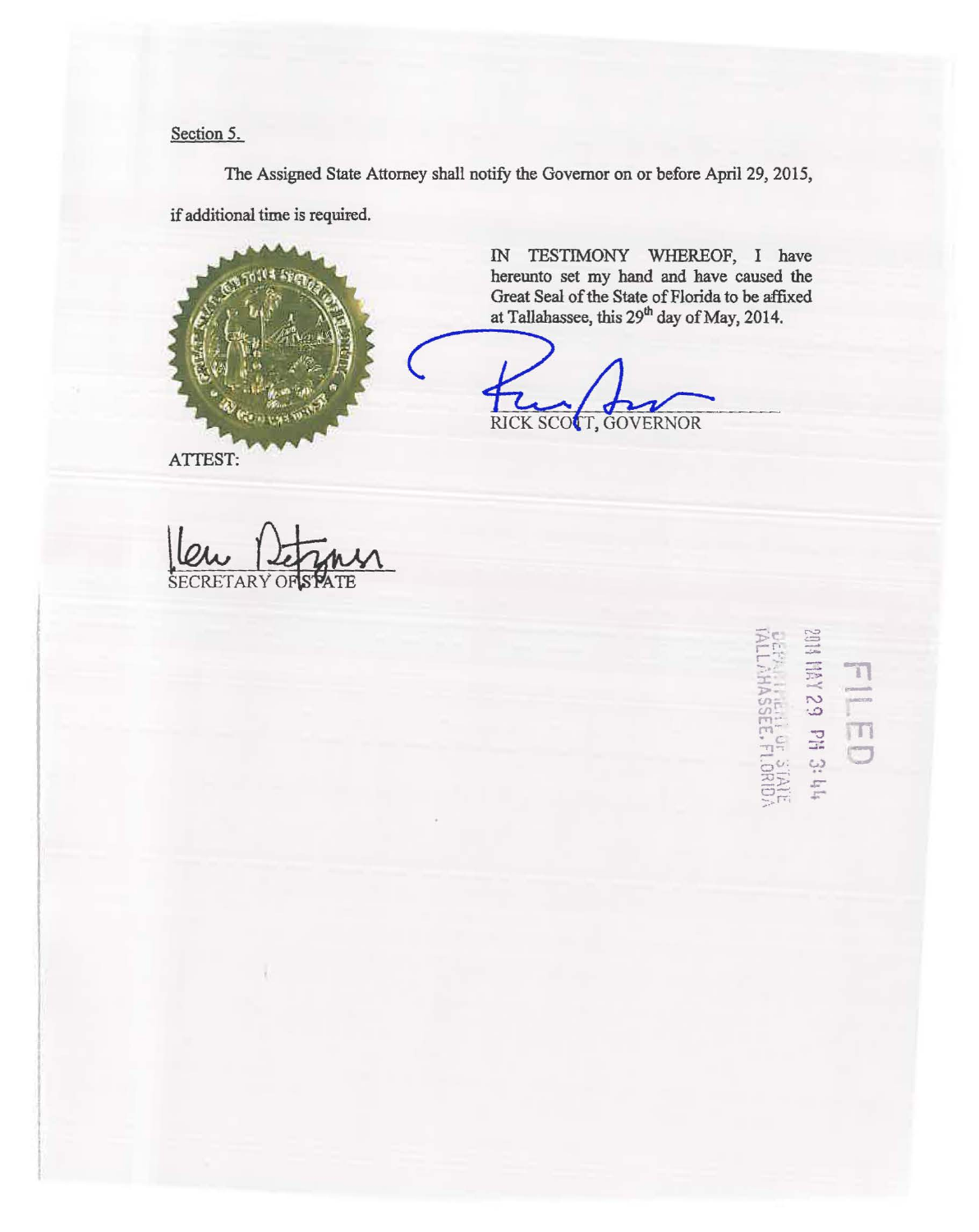Section 5.

The Assigned State Attorney shall notify the Governor on or before April 29, 2015, if additional time is required.

IN TESTIMONY WHEREOF, I have hereunto set my hand and have caused the Great Seal of the State of Florida to be affixed at Tallahassee, this 29th day of May, 2014.

RICK SCOTT, GOVERNOR

ATTEST:

SECRETARY OF STATE

FILED

2014 MAY 29 PM 3:44

DEPARTMENT OF STATE
TALLAHASSEE, FLORIDA